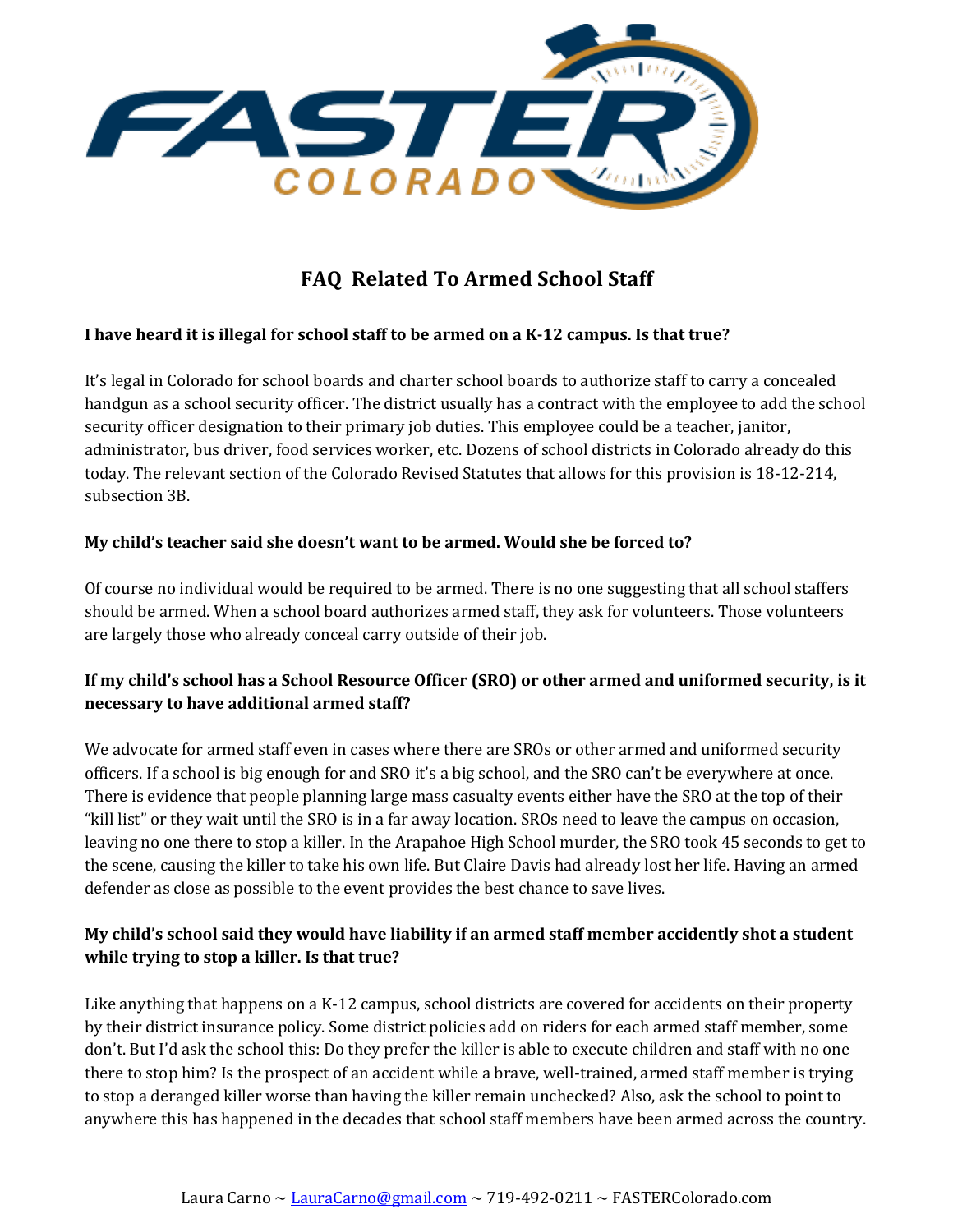# FAQ Related To Armed School Staff

**I have heard it is illegal for school staff to be armed on a K-12 campus. Is that true?**

It's legal in Colorado for school boards and charter school boards to authorize staff to carry a concealed handgun as a school security officer. The district usually has a contract with the employee to add the school security officer designation to their primary job duties. This employee could be a teacher, janitor, administrator, bus driver, food services worker, etc. Dozens of school districts in Colorado already do this today. The relevant section of the Colorado Revised Statutes that allows for this provision is 18-12-214, subsection 3B.

**My child's teacher said she doesn't want to be armed. Would she be forced to?**

Of course no individual would be required to be armed. There is no one suggesting that all school staffers should be armed. When a school board authorizes armed staff, they ask for volunteers. Those volunteers are largely those who already conceal carry outside of their job.

**If my child's school has a School Resource Officer (SRO) or other armed and uniformed security, is it necessary to have additional armed staff?**

We advocate for armed staff even in cases where there are SROs or other armed and uniformed security officers. If a school is big enough for and SRO it's a big school, and the SRO can't be everywhere at once. There is evidence that people planning large mass casualty events either have the SRO at the top of their "kill list" or they wait until the SRO is in a far away location. SROs need to leave the campus on occasion, leaving no one there to stop a killer. In the Arapahoe High School murder, the SRO took 45 seconds to get to the scene, causing the killer to take his own life. But Claire Davis had already lost her life. Having an armed defender as close as possible to the event provides the best chance to save lives.

**My child's school said they would have liability if an armed staff member accidently shot a student while trying to stop a killer. Is that true?**

Like anything that happens on a K-12 campus, school districts are covered for accidents on their property by their district insurance policy. Some district policies add on riders for each armed staff member, some don't. But I'd ask the school this: Do they prefer the killer is able to execute children and staff with no one there to stop him? Is the prospect of an accident while a brave, well-trained, armed staff member is trying to stop a deranged killer worse than having the killer remain unchecked? Also, ask the school to point to anywhere this has happened in the decades that school staff members have been armed across the country.

Laura Carno ~ LauraCarno@gmail.com ~ 719-492-0211 ~ FASTERColorado.com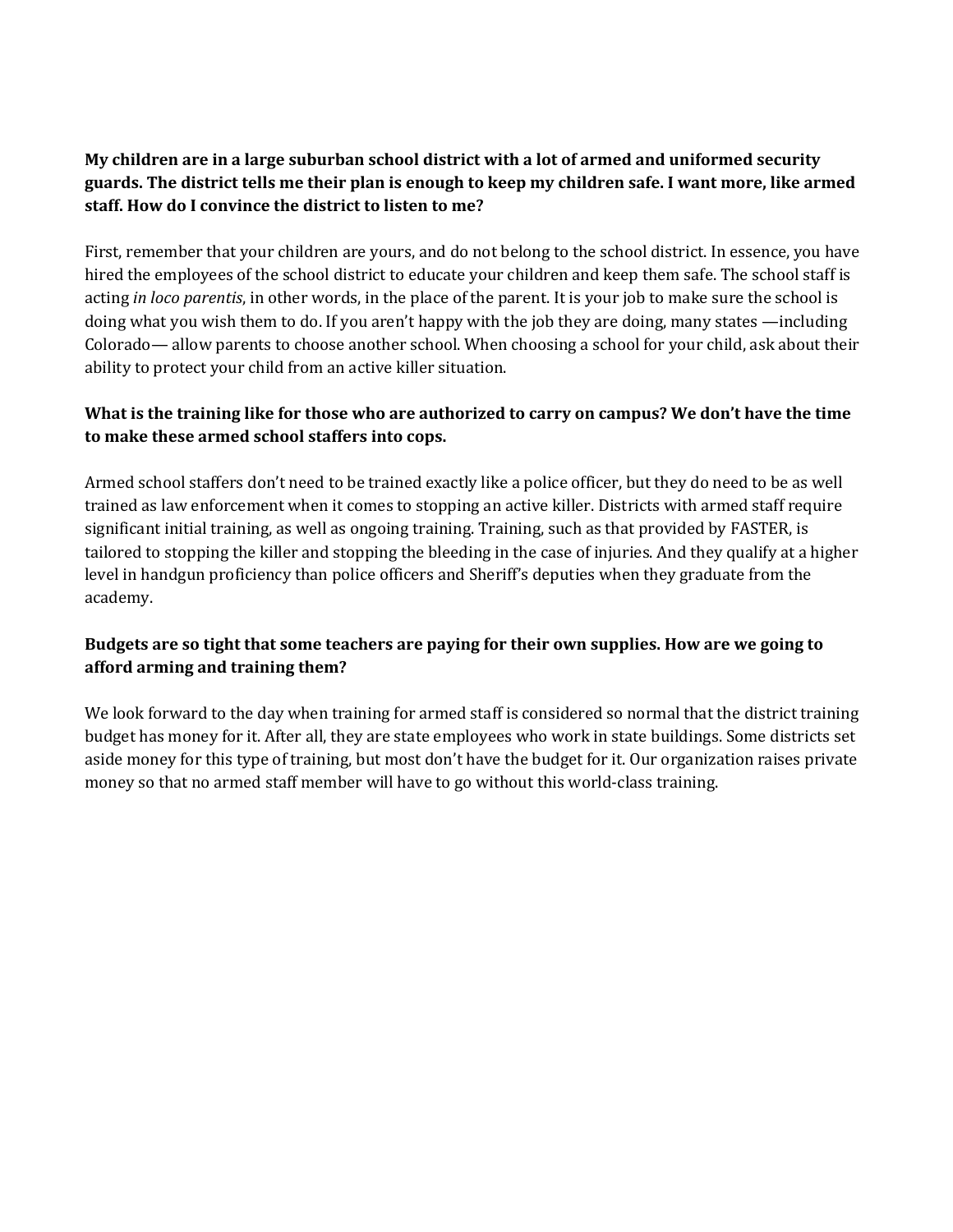**My children are in a large suburban school district with a lot of armed and uniformed security guards. The district tells me their plan is enough to keep my children safe. I want more, like armed staff. How do I convince the district to listen to me?**

First, remember that your children are yours, and do not belong to the school district. In essence, you have hired the employees of the school district to educate your children and keep them safe. The school staff is acting *in loco parentis*, in other words, in the place of the parent. It is your job to make sure the school is doing what you wish them to do. If you aren't happy with the job they are doing, many states —including Colorado— allow parents to choose another school. When choosing a school for your child, ask about their ability to protect your child from an active killer situation.

**What is the training like for those who are authorized to carry on campus? We don't have the time to make these armed school staffers into cops.**

Armed school staffers don't need to be trained exactly like a police officer, but they do need to be as well trained as law enforcement when it comes to stopping an active killer. Districts with armed staff require significant initial training, as well as ongoing training. Training, such as that provided by FASTER, is tailored to stopping the killer and stopping the bleeding in the case of injuries. And they qualify at a higher level in handgun proficiency than police officers and Sheriff's deputies when they graduate from the academy.

**Budgets are so tight that some teachers are paying for their own supplies. How are we going to afford arming and training them?**

We look forward to the day when training for armed staff is considered so normal that the district training budget has money for it. After all, they are state employees who work in state buildings. Some districts set aside money for this type of training, but most don't have the budget for it. Our organization raises private money so that no armed staff member will have to go without this world-class training.